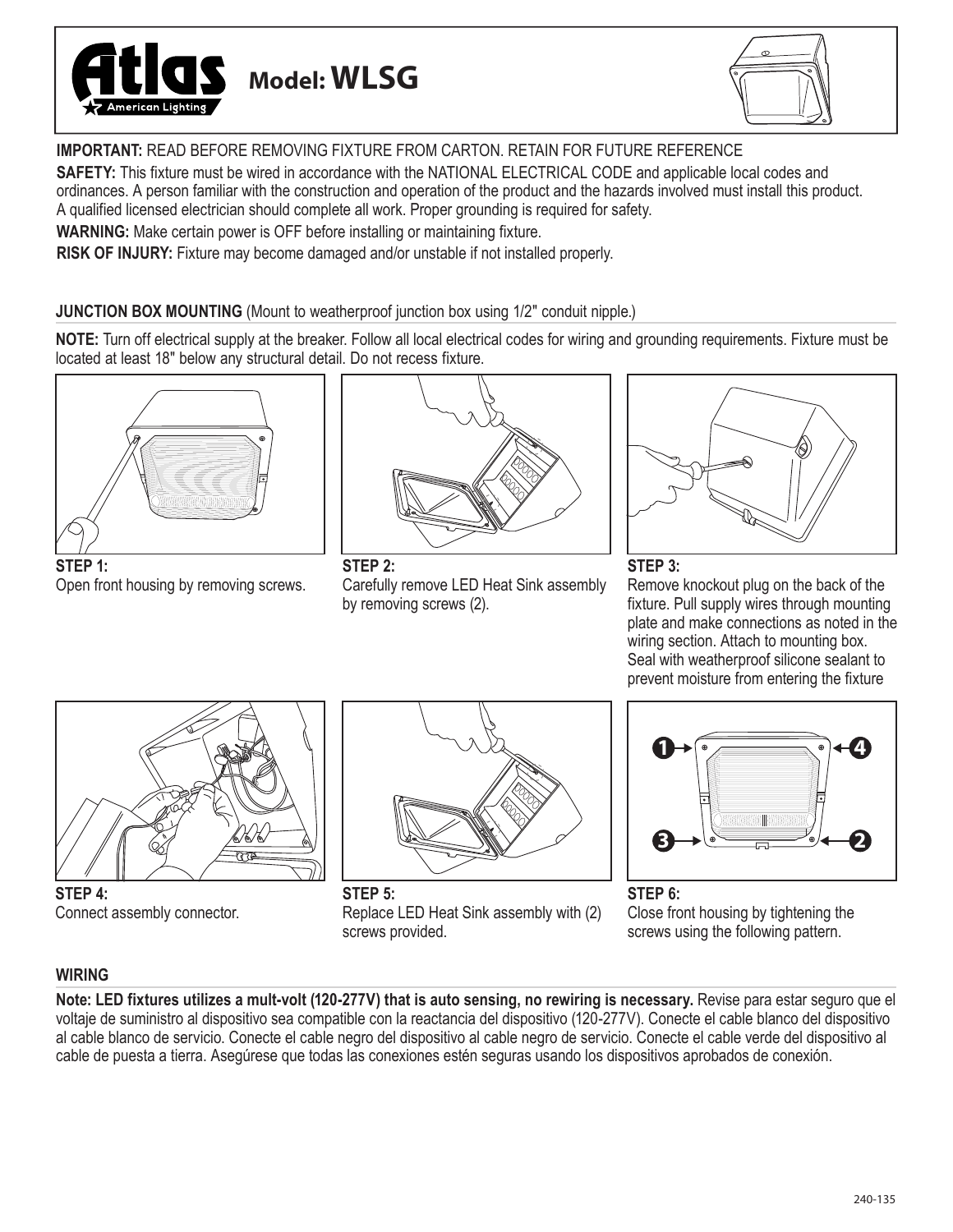# Atlas American Lighting — Model: WLSG

**IMPORTANT:** READ BEFORE REMOVING FIXTURE FROM CARTON. RETAIN FOR FUTURE REFERENCE

**SAFETY:** This fixture must be wired in accordance with the NATIONAL ELECTRICAL CODE and applicable local codes and ordinances. A person familiar with the construction and operation of the product and the hazards involved must install this product. A qualified licensed electrician should complete all work. Proper grounding is required for safety.

**WARNING:** Make certain power is OFF before installing or maintaining fixture.

**RISK OF INJURY:** Fixture may become damaged and/or unstable if not installed properly.

## JUNCTION BOX MOUNTING (Mount to weatherproof junction box using 1/2" conduit nipple.)

**NOTE:** Turn off electrical supply at the breaker. Follow all local electrical codes for wiring and grounding requirements. Fixture must be located at least 18" below any structural detail. Do not recess fixture.

**STEP 1:**
Open front housing by removing screws.

**STEP 2:**
Carefully remove LED Heat Sink assembly by removing screws (2).

**STEP 3:**
Remove knockout plug on the back of the fixture. Pull supply wires through mounting plate and make connections as noted in the wiring section. Attach to mounting box. Seal with weatherproof silicone sealant to prevent moisture from entering the fixture

**STEP 4:**
Connect assembly connector.

**STEP 5:**
Replace LED Heat Sink assembly with (2) screws provided.

**STEP 6:**
Close front housing by tightening the screws using the following pattern.

1 → 4 → 3 → 2

## WIRING

**Note: LED fixtures utilizes a mult-volt (120-277V) that is auto sensing, no rewiring is necessary.** Revise para estar seguro que el voltaje de suministro al dispositivo sea compatible con la reactancia del dispositivo (120-277V). Conecte el cable blanco del dispositivo al cable blanco de servicio. Conecte el cable negro del dispositivo al cable negro de servicio. Conecte el cable verde del dispositivo al cable de puesta a tierra. Asegúrese que todas las conexiones estén seguras usando los dispositivos aprobados de conexión.

240-135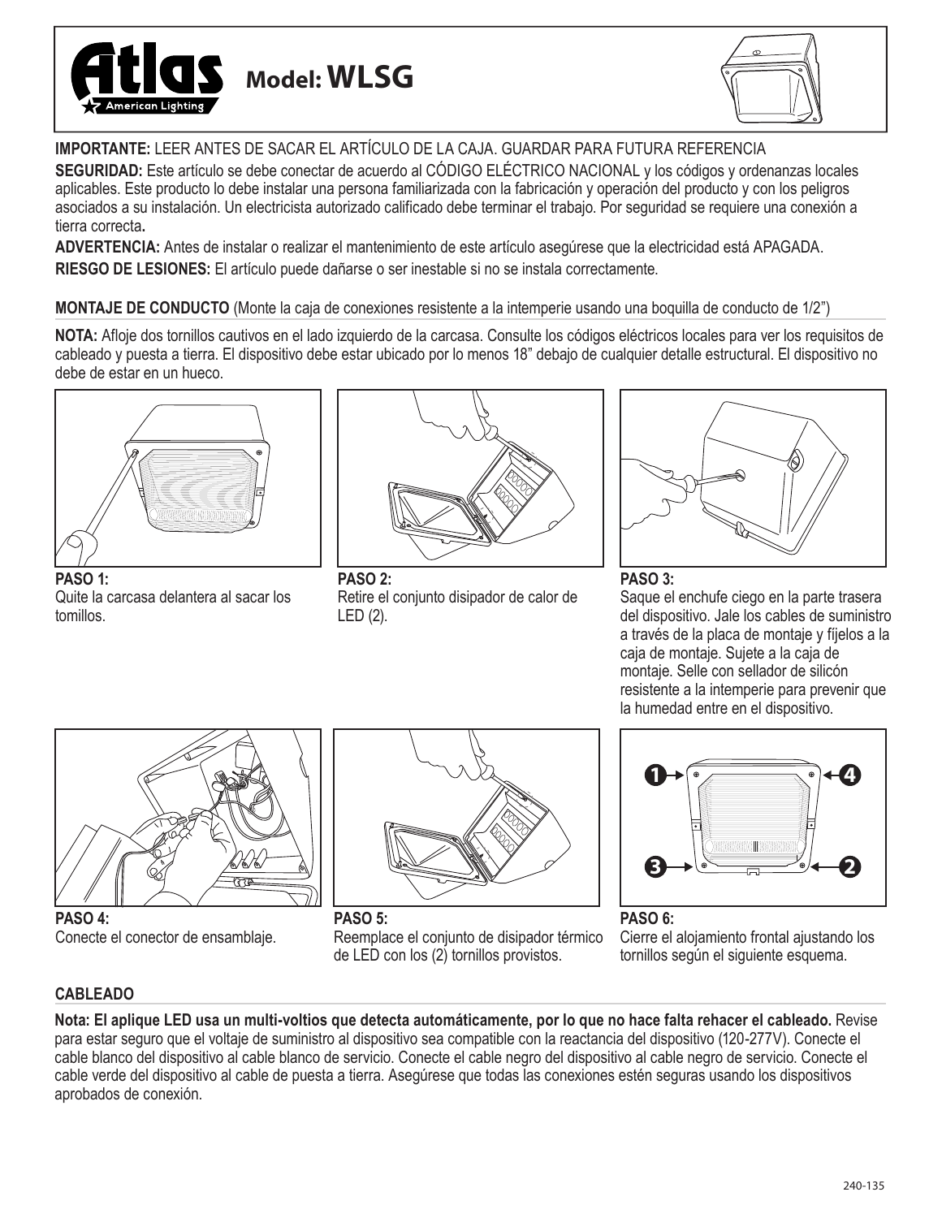# Atlas American Lighting — Model: WLSG

**IMPORTANTE:** LEER ANTES DE SACAR EL ARTÍCULO DE LA CAJA. GUARDAR PARA FUTURA REFERENCIA

**SEGURIDAD:** Este artículo se debe conectar de acuerdo al CÓDIGO ELÉCTRICO NACIONAL y los códigos y ordenanzas locales aplicables. Este producto lo debe instalar una persona familiarizada con la fabricación y operación del producto y con los peligros asociados a su instalación. Un electricista autorizado calificado debe terminar el trabajo. Por seguridad se requiere una conexión a tierra correcta**.**

**ADVERTENCIA:** Antes de instalar o realizar el mantenimiento de este artículo asegúrese que la electricidad está APAGADA.

**RIESGO DE LESIONES:** El artículo puede dañarse o ser inestable si no se instala correctamente.

## MONTAJE DE CONDUCTO (Monte la caja de conexiones resistente a la intemperie usando una boquilla de conducto de 1/2")

**NOTA:** Afloje dos tornillos cautivos en el lado izquierdo de la carcasa. Consulte los códigos eléctricos locales para ver los requisitos de cableado y puesta a tierra. El dispositivo debe estar ubicado por lo menos 18" debajo de cualquier detalle estructural. El dispositivo no debe de estar en un hueco.

**PASO 1:**
Quite la carcasa delantera al sacar los tomillos.

**PASO 2:**
Retire el conjunto disipador de calor de LED (2).

**PASO 3:**
Saque el enchufe ciego en la parte trasera del dispositivo. Jale los cables de suministro a través de la placa de montaje y fíjelos a la caja de montaje. Sujete a la caja de montaje. Selle con sellador de silicón resistente a la intemperie para prevenir que la humedad entre en el dispositivo.

**PASO 4:**
Conecte el conector de ensamblaje.

**PASO 5:**
Reemplace el conjunto de disipador térmico de LED con los (2) tornillos provistos.

**PASO 6:**
Cierre el alojamiento frontal ajustando los tornillos según el siguiente esquema.

## CABLEADO

**Nota: El aplique LED usa un multi-voltios que detecta automáticamente, por lo que no hace falta rehacer el cableado.** Revise para estar seguro que el voltaje de suministro al dispositivo sea compatible con la reactancia del dispositivo (120-277V). Conecte el cable blanco del dispositivo al cable blanco de servicio. Conecte el cable negro del dispositivo al cable negro de servicio. Conecte el cable verde del dispositivo al cable de puesta a tierra. Asegúrese que todas las conexiones estén seguras usando los dispositivos aprobados de conexión.

240-135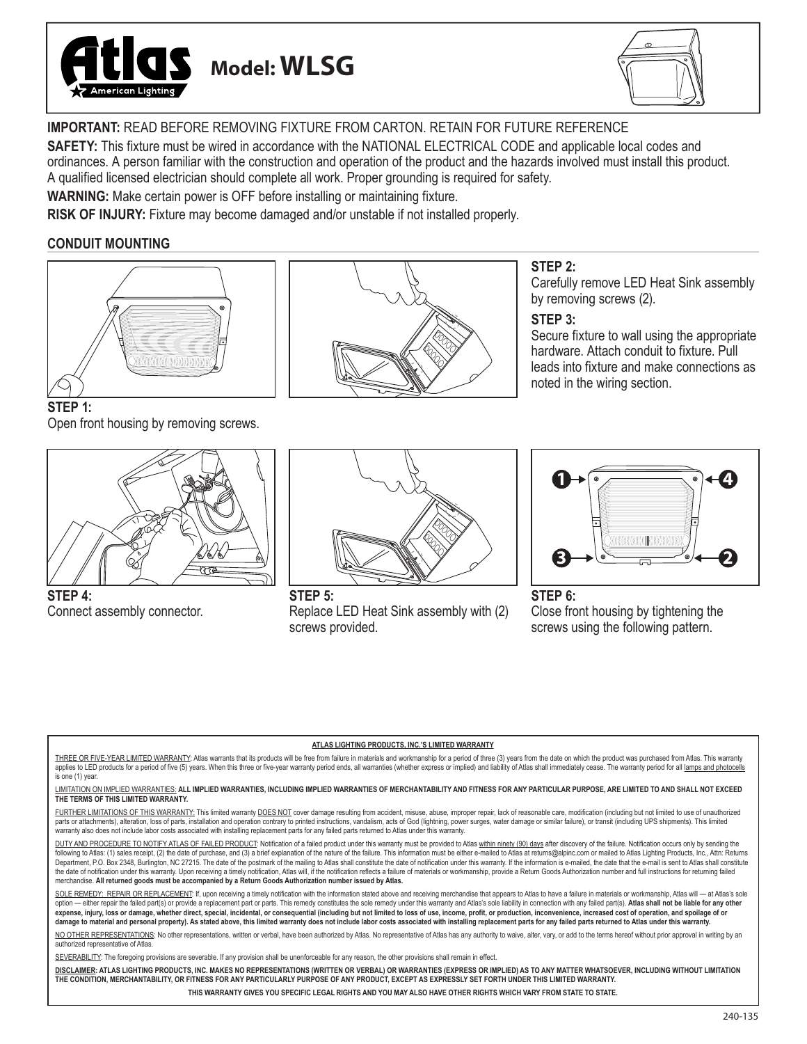# Atlas American Lighting Model: WLSG

**IMPORTANT:** READ BEFORE REMOVING FIXTURE FROM CARTON. RETAIN FOR FUTURE REFERENCE

**SAFETY:** This fixture must be wired in accordance with the NATIONAL ELECTRICAL CODE and applicable local codes and ordinances. A person familiar with the construction and operation of the product and the hazards involved must install this product. A qualified licensed electrician should complete all work. Proper grounding is required for safety.

**WARNING:** Make certain power is OFF before installing or maintaining fixture.

**RISK OF INJURY:** Fixture may become damaged and/or unstable if not installed properly.

## CONDUIT MOUNTING

**STEP 1:**
Open front housing by removing screws.

**STEP 2:**
Carefully remove LED Heat Sink assembly by removing screws (2).

**STEP 3:**
Secure fixture to wall using the appropriate hardware. Attach conduit to fixture. Pull leads into fixture and make connections as noted in the wiring section.

**STEP 4:**
Connect assembly connector.

**STEP 5:**
Replace LED Heat Sink assembly with (2) screws provided.

**STEP 6:**
Close front housing by tightening the screws using the following pattern.

1 → 4
3 → 2

### ATLAS LIGHTING PRODUCTS, INC.'S LIMITED WARRANTY

THREE OR FIVE-YEAR LIMITED WARRANTY: Atlas warrants that its products will be free from failure in materials and workmanship for a period of three (3) years from the date on which the product was purchased from Atlas. This warranty applies to LED products for a period of five (5) years. When this three or five-year warranty period ends, all warranties (whether express or implied) and liability of Atlas shall immediately cease. The warranty period for all lamps and photocells is one (1) year.

LIMITATION ON IMPLIED WARRANTIES: **ALL IMPLIED WARRANTIES, INCLUDING IMPLIED WARRANTIES OF MERCHANTABILITY AND FITNESS FOR ANY PARTICULAR PURPOSE, ARE LIMITED TO AND SHALL NOT EXCEED THE TERMS OF THIS LIMITED WARRANTY.**

FURTHER LIMITATIONS OF THIS WARRANTY: This limited warranty DOES NOT cover damage resulting from accident, misuse, abuse, improper repair, lack of reasonable care, modification (including but not limited to use of unauthorized parts or attachments), alteration, loss of parts, installation and operation contrary to printed instructions, vandalism, acts of God (lightning, power surges, water damage or similar failure), or transit (including UPS shipments). This limited warranty also does not include labor costs associated with installing replacement parts for any failed parts returned to Atlas under this warranty.

DUTY AND PROCEDURE TO NOTIFY ATLAS OF FAILED PRODUCT: Notification of a failed product under this warranty must be provided to Atlas within ninety (90) days after discovery of the failure. Notification occurs only by sending the following to Atlas: (1) sales receipt, (2) the date of purchase, and (3) a brief explanation of the nature of the failure. This information must be either e-mailed to Atlas at returns@alpinc.com or mailed to Atlas Lighting Products, Inc., Attn: Returns Department, P.O. Box 2348, Burlington, NC 27215. The date of the postmark of the mailing to Atlas shall constitute the date of notification under this warranty. If the information is e-mailed, the date that the e-mail is sent to Atlas shall constitute the date of notification under this warranty. Upon receiving a timely notification, Atlas will, if the notification reflects a failure of materials or workmanship, provide a Return Goods Authorization number and full instructions for returning failed merchandise. **All returned goods must be accompanied by a Return Goods Authorization number issued by Atlas.**

SOLE REMEDY: REPAIR OR REPLACEMENT: If, upon receiving a timely notification with the information stated above and receiving merchandise that appears to Atlas to have a failure in materials or workmanship, Atlas will — at Atlas's sole option — either repair the failed part(s) or provide a replacement part or parts. This remedy constitutes the sole remedy under this warranty and Atlas's sole liability in connection with any failed part(s). **Atlas shall not be liable for any other expense, injury, loss or damage, whether direct, special, incidental, or consequential (including but not limited to loss of use, income, profit, or production, inconvenience, increased cost of operation, and spoilage of or damage to material and personal property). As stated above, this limited warranty does not include labor costs associated with installing replacement parts for any failed parts returned to Atlas under this warranty.**

NO OTHER REPRESENTATIONS: No other representations, written or verbal, have been authorized by Atlas. No representative of Atlas has any authority to waive, alter, vary, or add to the terms hereof without prior approval in writing by an authorized representative of Atlas.

SEVERABILITY: The foregoing provisions are severable. If any provision shall be unenforceable for any reason, the other provisions shall remain in effect.

**DISCLAIMER: ATLAS LIGHTING PRODUCTS, INC. MAKES NO REPRESENTATIONS (WRITTEN OR VERBAL) OR WARRANTIES (EXPRESS OR IMPLIED) AS TO ANY MATTER WHATSOEVER, INCLUDING WITHOUT LIMITATION THE CONDITION, MERCHANTABILITY, OR FITNESS FOR ANY PARTICULARLY PURPOSE OF ANY PRODUCT, EXCEPT AS EXPRESSLY SET FORTH UNDER THIS LIMITED WARRANTY.**

**THIS WARRANTY GIVES YOU SPECIFIC LEGAL RIGHTS AND YOU MAY ALSO HAVE OTHER RIGHTS WHICH VARY FROM STATE TO STATE.**

240-135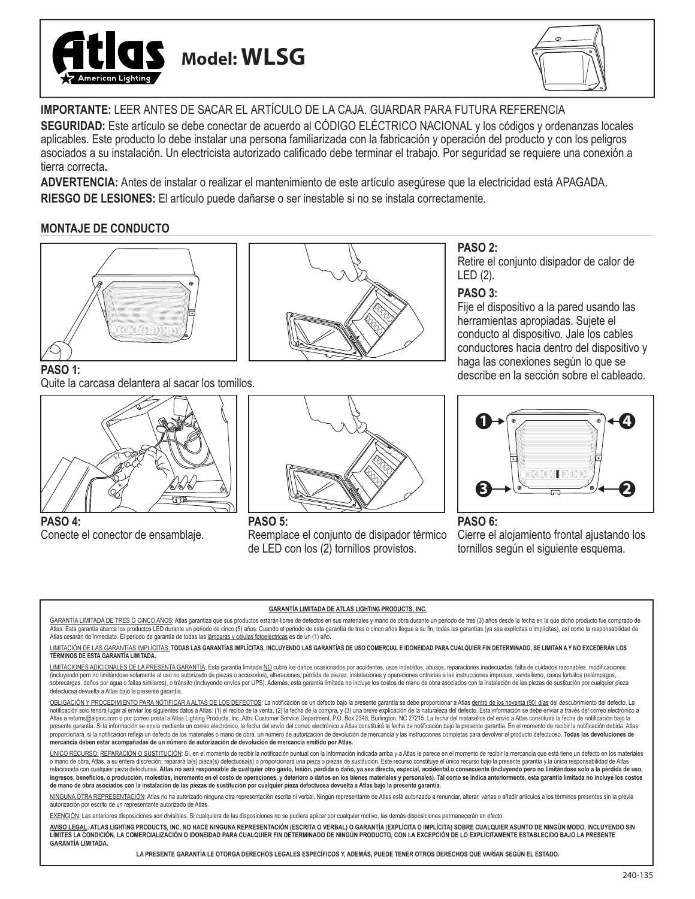# Atlas American Lighting Model: WLSG

**IMPORTANTE:** LEER ANTES DE SACAR EL ARTÍCULO DE LA CAJA. GUARDAR PARA FUTURA REFERENCIA

**SEGURIDAD:** Este artículo se debe conectar de acuerdo al CÓDIGO ELÉCTRICO NACIONAL y los códigos y ordenanzas locales aplicables. Este producto lo debe instalar una persona familiarizada con la fabricación y operación del producto y con los peligros asociados a su instalación. Un electricista autorizado calificado debe terminar el trabajo. Por seguridad se requiere una conexión a tierra correcta**.**

**ADVERTENCIA:** Antes de instalar o realizar el mantenimiento de este artículo asegúrese que la electricidad está APAGADA.

**RIESGO DE LESIONES:** El artículo puede dañarse o ser inestable si no se instala correctamente.

## MONTAJE DE CONDUCTO

**PASO 1:**
Quite la carcasa delantera al sacar los tomillos.

**PASO 2:**
Retire el conjunto disipador de calor de LED (2).

**PASO 3:**
Fije el dispositivo a la pared usando las herramientas apropiadas. Sujete el conducto al dispositivo. Jale los cables conductores hacia dentro del dispositivo y haga las conexiones según lo que se describe en la sección sobre el cableado.

**PASO 4:**
Conecte el conector de ensamblaje.

**PASO 5:**
Reemplace el conjunto de disipador térmico de LED con los (2) tornillos provistos.

1 4 3 2

**PASO 6:**
Cierre el alojamiento frontal ajustando los tornillos según el siguiente esquema.

---

**GARANTÍA LIMITADA DE ATLAS LIGHTING PRODUCTS, INC.**

GARANTÍA LIMITADA DE TRES O CINCO AÑOS: Atlas garantiza que sus productos estarán libres de defectos en sus materiales y mano de obra durante un periodo de tres (3) años desde la fecha en la que dicho producto fue comprado de Atlas. Esta garantía abarca los productos LED durante un periodo de cinco (5) años. Cuando el periodo de esta garantía de tres o cinco años llegue a su fin, todas las garantías (ya sea explícitas o implícitas), así como la responsabilidad de Atlas cesarán de inmediato. El periodo de garantía de todas las lámparas y células fotoeléctricas es de un (1) año.

LIMITACIÓN DE LAS GARANTÍAS IMPLÍCITAS: **TODAS LAS GARANTÍAS IMPLÍCITAS, INCLUYENDO LAS GARANTÍAS DE USO COMERCIAL E IDONEIDAD PARA CUALQUIER FIN DETERMINADO, SE LIMITAN A Y NO EXCEDERÁN LOS TÉRMINOS DE ESTA GARANTÍA LIMITADA.**

LIMITACIONES ADICIONALES DE LA PRESENTA GARANTÍA: Esta garantía limitada NO cubre los daños ocasionados por accidentes, usos indebidos, abusos, reparaciones inadecuadas, falta de cuidados razonables, modificaciones (incluyendo pero no limitándose solamente al uso no autorizado de piezas o accesorios), alteraciones, pérdida de piezas, instalaciones y operaciones contrarias a las instrucciones impresas, vandalismo, casos fortuitos (relámpagos, sobrecargas, daños por agua o fallas similares), o tránsito (incluyendo envíos por UPS). Además, esta garantía limitada no incluye los costos de mano de obra asociados con la instalación de las piezas de sustitución por cualquier pieza defectuosa devuelta a Atlas bajo la presente garantía.

OBLIGACIÓN Y PROCEDIMIENTO PARA NOTIFICAR A ALTAS DE LOS DEFECTOS: La notificación de un defecto bajo la presente garantía se debe proporcionar a Atlas dentro de los noventa (90) días del descubrimiento del defecto. La notificación solo tendrá lugar al enviar los siguientes datos a Atlas: (1) el recibo de la venta, (2) la fecha de la compra, y (3) una breve explicación de la naturaleza del defecto. Esta información se debe enviar a través del correo electrónico a Atlas a returns@alpinc.com o por correo postal a Atlas Lighting Products, Inc.,Attn: Customer Service Department, P.O. Box 2348, Burlington, NC 27215. La fecha del matasellos del envío a Atlas constituirá la fecha de notificación bajo la presente garantía. Si la información se envía mediante un correo electrónico, la fecha del envío del correo electrónico a Atlas constituirá la fecha de notificación bajo la presente garantía. En el momento de recibir la notificación debida, Atlas proporcionará, si la notificación refleja un defecto de los materiales o mano de obra, un número de autorización de devolución de mercancía y las instrucciones completas para devolver el producto defectuoso. **Todas las devoluciones de mercancía deben estar acompañadas de un número de autorización de devolución de mercancía emitido por Atlas.**

ÚNICO RECURSO: REPARACIÓN O SUSTITUCIÓN: Si, en el momento de recibir la notificación puntual con la información indicada arriba y a Atlas le parece en el momento de recibir la mercancía que está tiene un defecto en los materiales o mano de obra, Atlas, a su entera discreción, reparará la(s) pieza(s) defectuosa(s) o proporcionará una pieza o piezas de sustitución. Este recurso constituye el único recurso bajo la presente garantía y la única responsabilidad de Atlas relacionada con cualquier pieza defectuosa. **Atlas no será responsable de cualquier otro gasto, lesión, pérdida o daño, ya sea directo, especial, accidental o consecuente (incluyendo pero no limitándose solo a la pérdida de uso, ingresos, beneficios, o producción, molestias, incremento en el costo de operaciones, y deterioro o daños en los bienes materiales y personales). Tal como se indica anteriormente, esta garantía limitada no incluye los costos de mano de obra asociados con la instalación de las piezas de sustitución por cualquier pieza defectuosa devuelta a Atlas bajo la presente garantía.**

NINGUNA OTRA REPRESENTACIÓN: Atlas no ha autorizado ninguna otra representación escrita ni verbal. Ningún representante de Atlas está autorizado a renunciar, alterar, varias o añadir artículos a los términos presentes sin la previa autorización por escrito de un representante autorizado de Atlas.

EXENCIÓN: Las anteriores disposiciones son divisibles. Si cualquiera de las disposiciones no se pudiera aplicar por cualquier motivo, las demás disposiciones permanecerán en efecto.

**AVISO LEGAL: ATLAS LIGHTING PRODUCTS, INC. NO HACE NINGUNA REPRESENTACIÓN (ESCRITA O VERBAL) O GARANTÍA (EXPLÍCITA O IMPLÍCITA) SOBRE CUALQUIER ASUNTO DE NINGÚN MODO, INCLUYENDO SIN LÍMITES LA CONDICIÓN, LA COMERCIALIZACIÓN O IDONEIDAD PARA CUALQUIER FIN DETERMINADO DE NINGÚN PRODUCTO, CON LA EXCEPCIÓN DE LO EXPLÍCITAMENTE ESTABLECIDO BAJO LA PRESENTE GARANTÍA LIMITADA.**

**LA PRESENTE GARANTÍA LE OTORGA DERECHOS LEGALES ESPECÍFICOS Y, ADEMÁS, PUEDE TENER OTROS DERECHOS QUE VARÍAN SEGÚN EL ESTADO.**

240-135